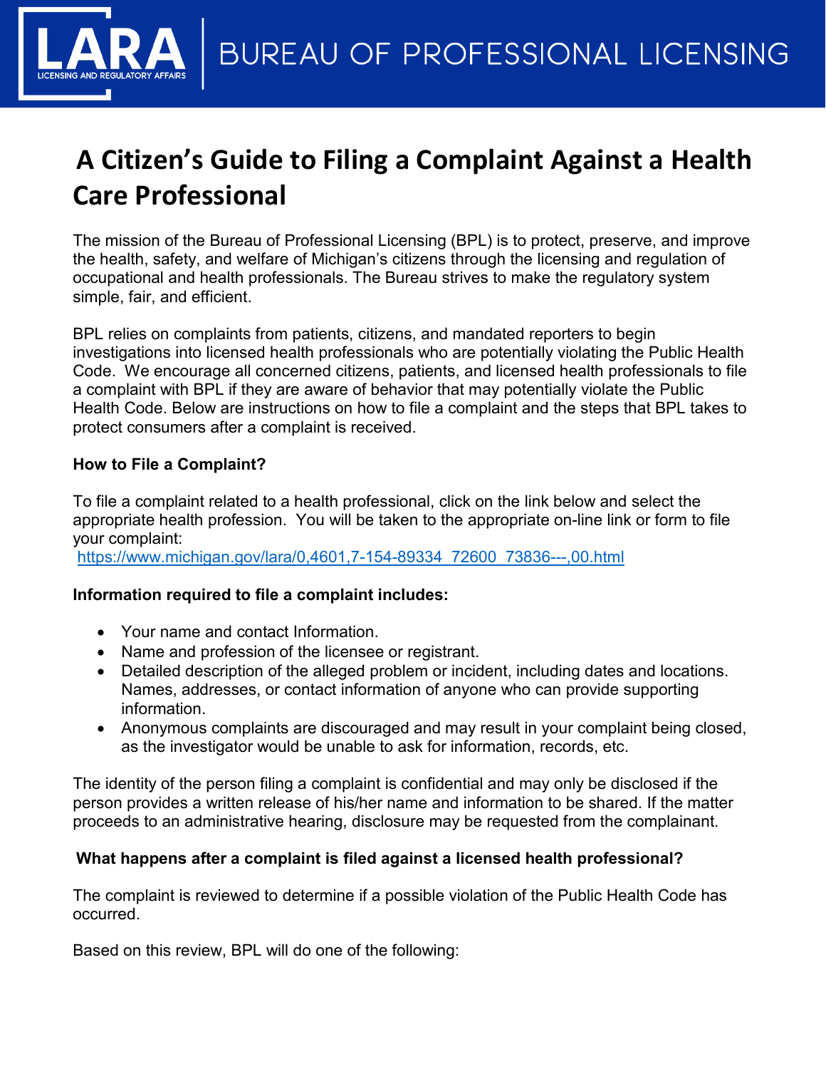LARA LICENSING AND REGULATORY AFFAIRS | BUREAU OF PROFESSIONAL LICENSING

# A Citizen's Guide to Filing a Complaint Against a Health Care Professional

The mission of the Bureau of Professional Licensing (BPL) is to protect, preserve, and improve the health, safety, and welfare of Michigan's citizens through the licensing and regulation of occupational and health professionals. The Bureau strives to make the regulatory system simple, fair, and efficient.

BPL relies on complaints from patients, citizens, and mandated reporters to begin investigations into licensed health professionals who are potentially violating the Public Health Code. We encourage all concerned citizens, patients, and licensed health professionals to file a complaint with BPL if they are aware of behavior that may potentially violate the Public Health Code. Below are instructions on how to file a complaint and the steps that BPL takes to protect consumers after a complaint is received.

**How to File a Complaint?**

To file a complaint related to a health professional, click on the link below and select the appropriate health profession. You will be taken to the appropriate on-line link or form to file your complaint:
https://www.michigan.gov/lara/0,4601,7-154-89334_72600_73836---,00.html

**Information required to file a complaint includes:**

- Your name and contact Information.
- Name and profession of the licensee or registrant.
- Detailed description of the alleged problem or incident, including dates and locations. Names, addresses, or contact information of anyone who can provide supporting information.
- Anonymous complaints are discouraged and may result in your complaint being closed, as the investigator would be unable to ask for information, records, etc.

The identity of the person filing a complaint is confidential and may only be disclosed if the person provides a written release of his/her name and information to be shared. If the matter proceeds to an administrative hearing, disclosure may be requested from the complainant.

**What happens after a complaint is filed against a licensed health professional?**

The complaint is reviewed to determine if a possible violation of the Public Health Code has occurred.

Based on this review, BPL will do one of the following: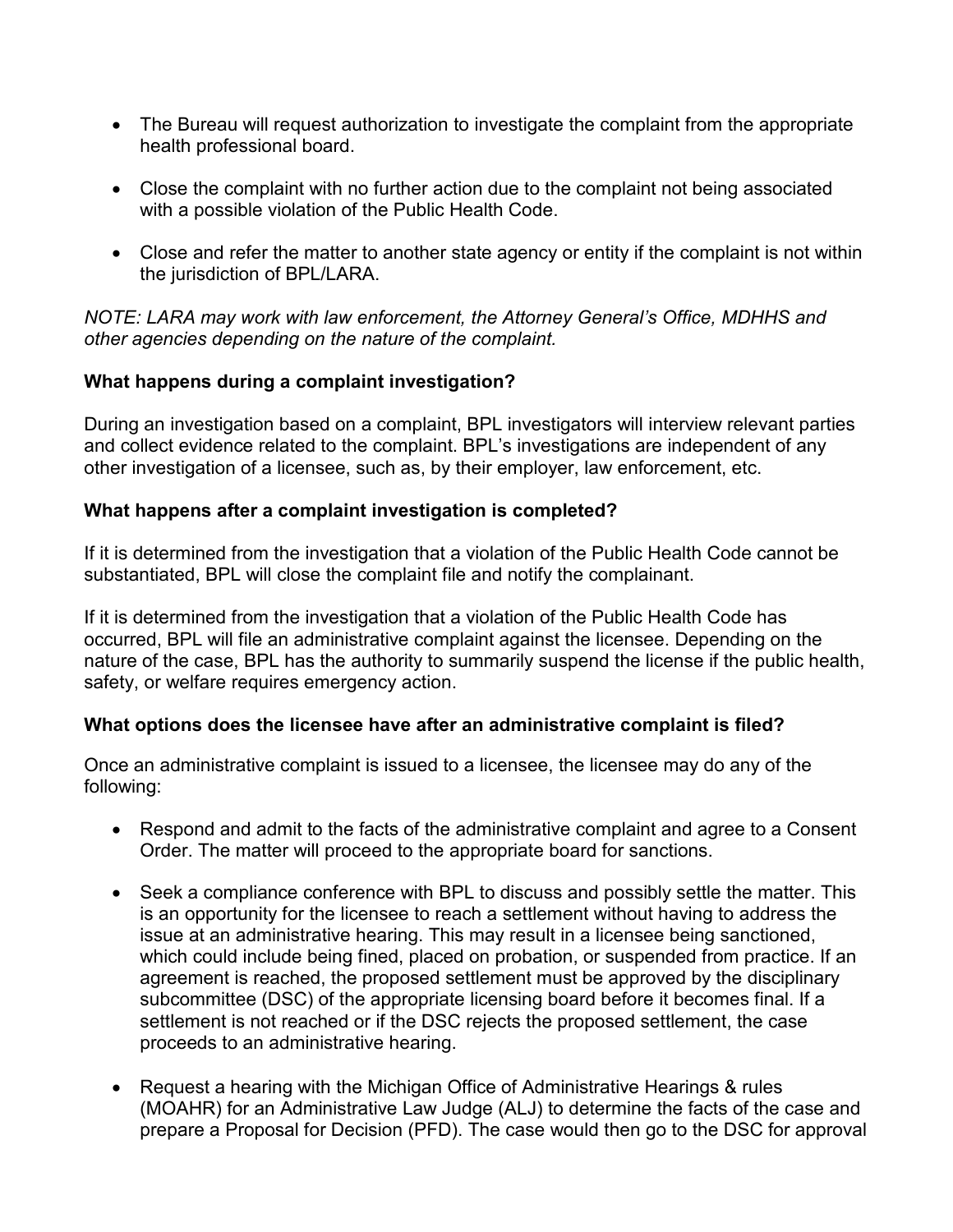- The Bureau will request authorization to investigate the complaint from the appropriate health professional board.
- Close the complaint with no further action due to the complaint not being associated with a possible violation of the Public Health Code.
- Close and refer the matter to another state agency or entity if the complaint is not within the jurisdiction of BPL/LARA.

*NOTE: LARA may work with law enforcement, the Attorney General's Office, MDHHS and other agencies depending on the nature of the complaint.*

**What happens during a complaint investigation?**

During an investigation based on a complaint, BPL investigators will interview relevant parties and collect evidence related to the complaint. BPL's investigations are independent of any other investigation of a licensee, such as, by their employer, law enforcement, etc.

**What happens after a complaint investigation is completed?**

If it is determined from the investigation that a violation of the Public Health Code cannot be substantiated, BPL will close the complaint file and notify the complainant.

If it is determined from the investigation that a violation of the Public Health Code has occurred, BPL will file an administrative complaint against the licensee. Depending on the nature of the case, BPL has the authority to summarily suspend the license if the public health, safety, or welfare requires emergency action.

**What options does the licensee have after an administrative complaint is filed?**

Once an administrative complaint is issued to a licensee, the licensee may do any of the following:

- Respond and admit to the facts of the administrative complaint and agree to a Consent Order. The matter will proceed to the appropriate board for sanctions.
- Seek a compliance conference with BPL to discuss and possibly settle the matter. This is an opportunity for the licensee to reach a settlement without having to address the issue at an administrative hearing. This may result in a licensee being sanctioned, which could include being fined, placed on probation, or suspended from practice. If an agreement is reached, the proposed settlement must be approved by the disciplinary subcommittee (DSC) of the appropriate licensing board before it becomes final. If a settlement is not reached or if the DSC rejects the proposed settlement, the case proceeds to an administrative hearing.
- Request a hearing with the Michigan Office of Administrative Hearings & rules (MOAHR) for an Administrative Law Judge (ALJ) to determine the facts of the case and prepare a Proposal for Decision (PFD). The case would then go to the DSC for approval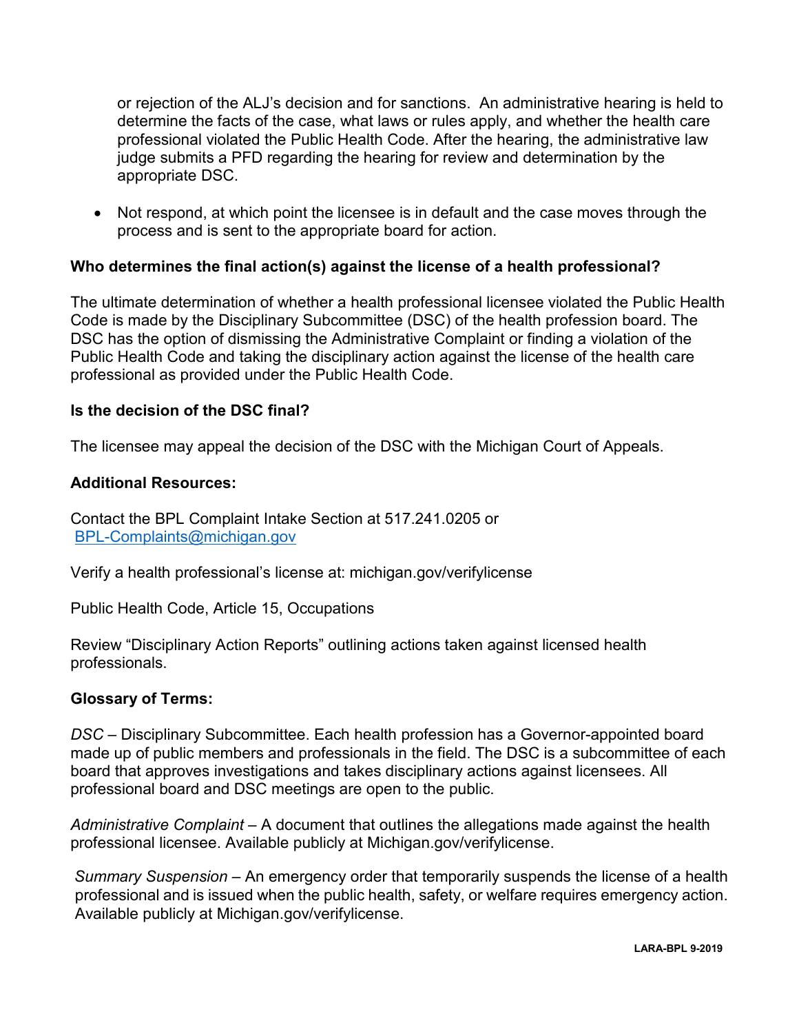or rejection of the ALJ's decision and for sanctions. An administrative hearing is held to determine the facts of the case, what laws or rules apply, and whether the health care professional violated the Public Health Code. After the hearing, the administrative law judge submits a PFD regarding the hearing for review and determination by the appropriate DSC.

- Not respond, at which point the licensee is in default and the case moves through the process and is sent to the appropriate board for action.

**Who determines the final action(s) against the license of a health professional?**

The ultimate determination of whether a health professional licensee violated the Public Health Code is made by the Disciplinary Subcommittee (DSC) of the health profession board. The DSC has the option of dismissing the Administrative Complaint or finding a violation of the Public Health Code and taking the disciplinary action against the license of the health care professional as provided under the Public Health Code.

**Is the decision of the DSC final?**

The licensee may appeal the decision of the DSC with the Michigan Court of Appeals.

**Additional Resources:**

Contact the BPL Complaint Intake Section at 517.241.0205 or BPL-Complaints@michigan.gov

Verify a health professional's license at: michigan.gov/verifylicense

Public Health Code, Article 15, Occupations

Review "Disciplinary Action Reports" outlining actions taken against licensed health professionals.

**Glossary of Terms:**

*DSC* – Disciplinary Subcommittee. Each health profession has a Governor-appointed board made up of public members and professionals in the field. The DSC is a subcommittee of each board that approves investigations and takes disciplinary actions against licensees. All professional board and DSC meetings are open to the public.

*Administrative Complaint* – A document that outlines the allegations made against the health professional licensee. Available publicly at Michigan.gov/verifylicense.

*Summary Suspension* – An emergency order that temporarily suspends the license of a health professional and is issued when the public health, safety, or welfare requires emergency action. Available publicly at Michigan.gov/verifylicense.

LARA-BPL 9-2019